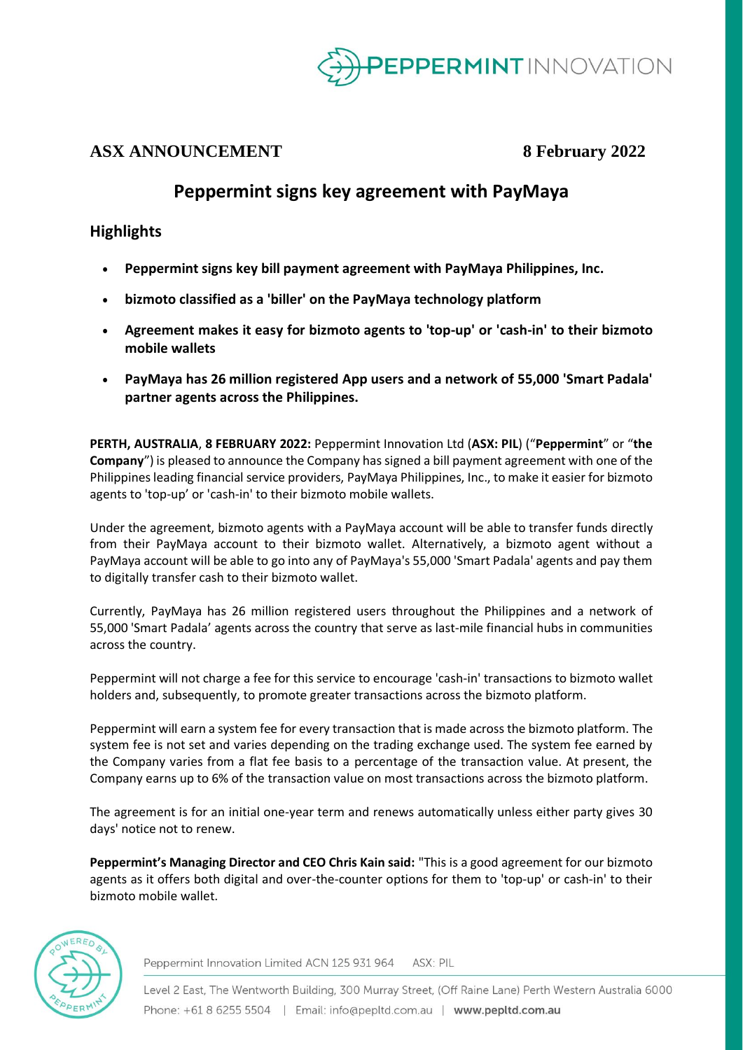**ASX ANNOUNCEMENT** **8 February 2022**

# Peppermint signs key agreement with PayMaya

## Highlights

- **Peppermint signs key bill payment agreement with PayMaya Philippines, Inc.**
- **bizmoto classified as a 'biller' on the PayMaya technology platform**
- **Agreement makes it easy for bizmoto agents to 'top-up' or 'cash-in' to their bizmoto mobile wallets**
- **PayMaya has 26 million registered App users and a network of 55,000 'Smart Padala' partner agents across the Philippines.**

**PERTH, AUSTRALIA**, **8 FEBRUARY 2022:** Peppermint Innovation Ltd (**ASX: PIL**) ("**Peppermint**" or "**the Company**") is pleased to announce the Company has signed a bill payment agreement with one of the Philippines leading financial service providers, PayMaya Philippines, Inc., to make it easier for bizmoto agents to 'top-up' or 'cash-in' to their bizmoto mobile wallets.

Under the agreement, bizmoto agents with a PayMaya account will be able to transfer funds directly from their PayMaya account to their bizmoto wallet. Alternatively, a bizmoto agent without a PayMaya account will be able to go into any of PayMaya's 55,000 'Smart Padala' agents and pay them to digitally transfer cash to their bizmoto wallet.

Currently, PayMaya has 26 million registered users throughout the Philippines and a network of 55,000 'Smart Padala' agents across the country that serve as last-mile financial hubs in communities across the country.

Peppermint will not charge a fee for this service to encourage 'cash-in' transactions to bizmoto wallet holders and, subsequently, to promote greater transactions across the bizmoto platform.

Peppermint will earn a system fee for every transaction that is made across the bizmoto platform. The system fee is not set and varies depending on the trading exchange used. The system fee earned by the Company varies from a flat fee basis to a percentage of the transaction value. At present, the Company earns up to 6% of the transaction value on most transactions across the bizmoto platform.

The agreement is for an initial one-year term and renews automatically unless either party gives 30 days' notice not to renew.

**Peppermint's Managing Director and CEO Chris Kain said:** "This is a good agreement for our bizmoto agents as it offers both digital and over-the-counter options for them to 'top-up' or cash-in' to their bizmoto mobile wallet.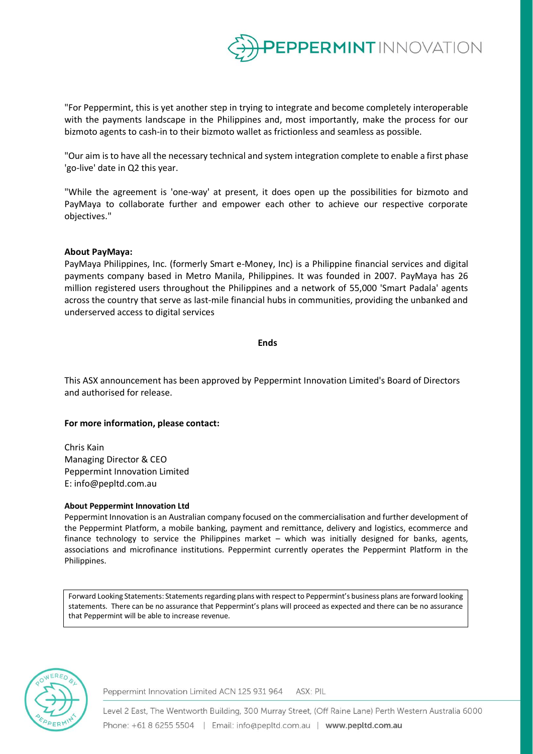"For Peppermint, this is yet another step in trying to integrate and become completely interoperable with the payments landscape in the Philippines and, most importantly, make the process for our bizmoto agents to cash-in to their bizmoto wallet as frictionless and seamless as possible.

"Our aim is to have all the necessary technical and system integration complete to enable a first phase 'go-live' date in Q2 this year.

"While the agreement is 'one-way' at present, it does open up the possibilities for bizmoto and PayMaya to collaborate further and empower each other to achieve our respective corporate objectives."

**About PayMaya:**
PayMaya Philippines, Inc. (formerly Smart e-Money, Inc) is a Philippine financial services and digital payments company based in Metro Manila, Philippines. It was founded in 2007. PayMaya has 26 million registered users throughout the Philippines and a network of 55,000 'Smart Padala' agents across the country that serve as last-mile financial hubs in communities, providing the unbanked and underserved access to digital services

**Ends**

This ASX announcement has been approved by Peppermint Innovation Limited's Board of Directors and authorised for release.

**For more information, please contact:**

Chris Kain
Managing Director & CEO
Peppermint Innovation Limited
E: info@pepltd.com.au

**About Peppermint Innovation Ltd**
Peppermint Innovation is an Australian company focused on the commercialisation and further development of the Peppermint Platform, a mobile banking, payment and remittance, delivery and logistics, ecommerce and finance technology to service the Philippines market – which was initially designed for banks, agents, associations and microfinance institutions. Peppermint currently operates the Peppermint Platform in the Philippines.

Forward Looking Statements: Statements regarding plans with respect to Peppermint's business plans are forward looking statements. There can be no assurance that Peppermint's plans will proceed as expected and there can be no assurance that Peppermint will be able to increase revenue.